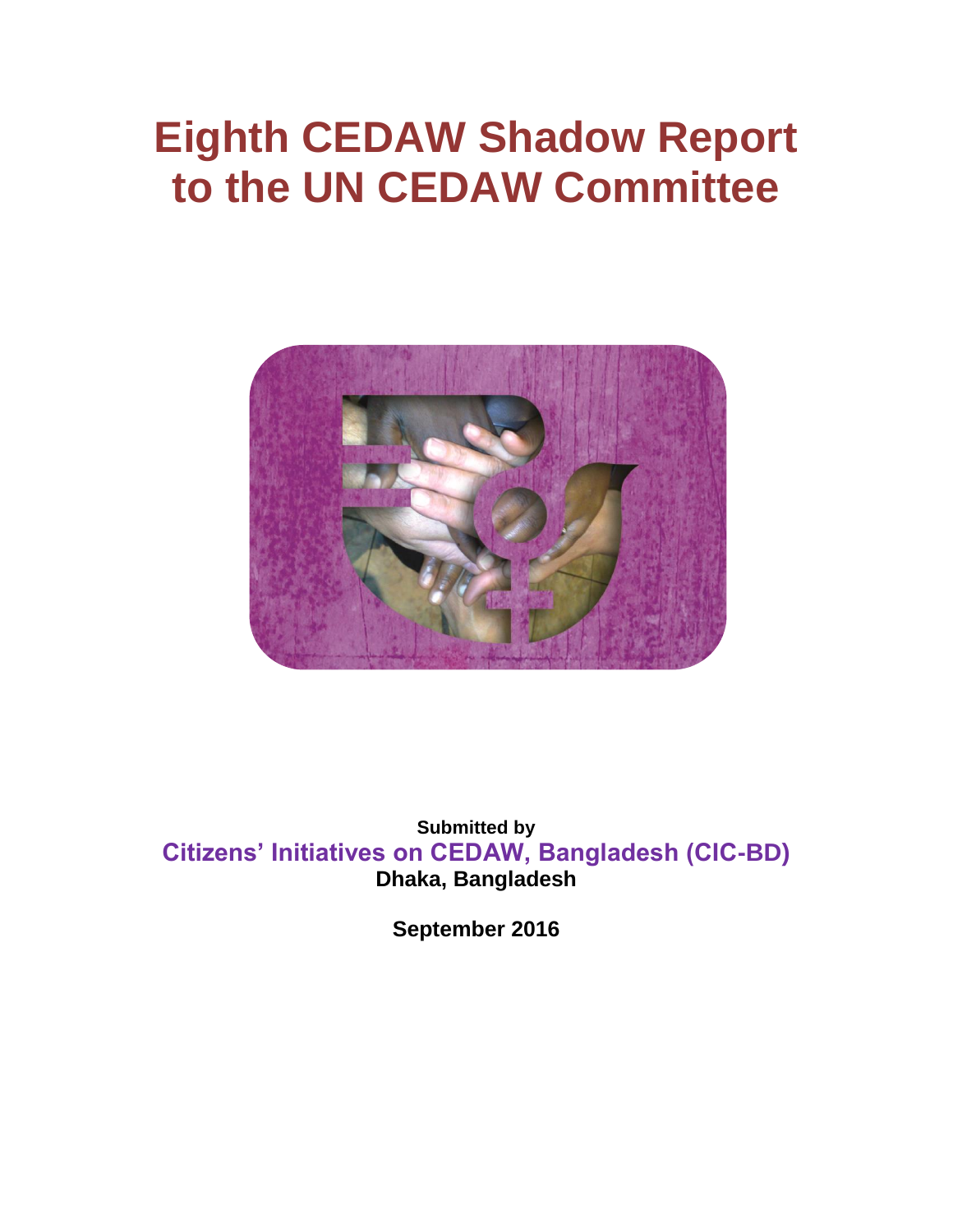# Eighth CEDAW Shadow Report to the UN CEDAW Committee

**Submitted by**

**Citizens' Initiatives on CEDAW, Bangladesh (CIC-BD)**

**Dhaka, Bangladesh**

**September 2016**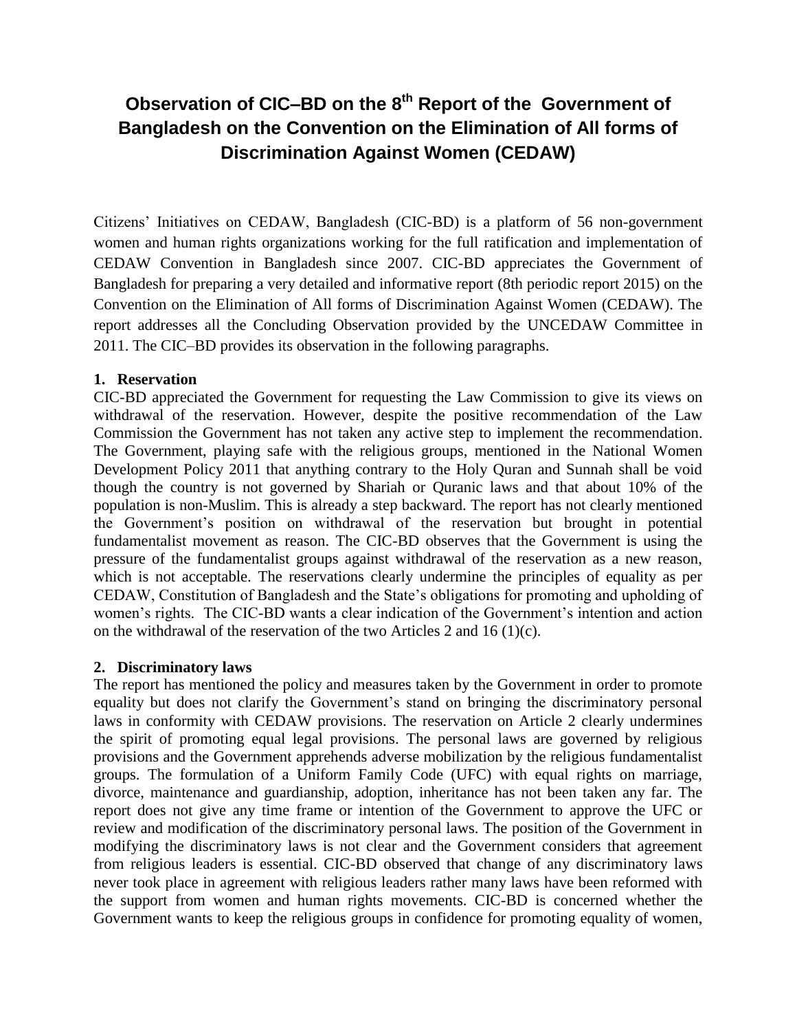# Observation of CIC–BD on the 8th Report of the Government of Bangladesh on the Convention on the Elimination of All forms of Discrimination Against Women (CEDAW)

Citizens' Initiatives on CEDAW, Bangladesh (CIC-BD) is a platform of 56 non-government women and human rights organizations working for the full ratification and implementation of CEDAW Convention in Bangladesh since 2007. CIC-BD appreciates the Government of Bangladesh for preparing a very detailed and informative report (8th periodic report 2015) on the Convention on the Elimination of All forms of Discrimination Against Women (CEDAW). The report addresses all the Concluding Observation provided by the UNCEDAW Committee in 2011. The CIC–BD provides its observation in the following paragraphs.

**1. Reservation**

CIC-BD appreciated the Government for requesting the Law Commission to give its views on withdrawal of the reservation. However, despite the positive recommendation of the Law Commission the Government has not taken any active step to implement the recommendation. The Government, playing safe with the religious groups, mentioned in the National Women Development Policy 2011 that anything contrary to the Holy Quran and Sunnah shall be void though the country is not governed by Shariah or Quranic laws and that about 10% of the population is non-Muslim. This is already a step backward. The report has not clearly mentioned the Government's position on withdrawal of the reservation but brought in potential fundamentalist movement as reason. The CIC-BD observes that the Government is using the pressure of the fundamentalist groups against withdrawal of the reservation as a new reason, which is not acceptable. The reservations clearly undermine the principles of equality as per CEDAW, Constitution of Bangladesh and the State's obligations for promoting and upholding of women's rights. The CIC-BD wants a clear indication of the Government's intention and action on the withdrawal of the reservation of the two Articles 2 and 16 (1)(c).

**2. Discriminatory laws**

The report has mentioned the policy and measures taken by the Government in order to promote equality but does not clarify the Government's stand on bringing the discriminatory personal laws in conformity with CEDAW provisions. The reservation on Article 2 clearly undermines the spirit of promoting equal legal provisions. The personal laws are governed by religious provisions and the Government apprehends adverse mobilization by the religious fundamentalist groups. The formulation of a Uniform Family Code (UFC) with equal rights on marriage, divorce, maintenance and guardianship, adoption, inheritance has not been taken any far. The report does not give any time frame or intention of the Government to approve the UFC or review and modification of the discriminatory personal laws. The position of the Government in modifying the discriminatory laws is not clear and the Government considers that agreement from religious leaders is essential. CIC-BD observed that change of any discriminatory laws never took place in agreement with religious leaders rather many laws have been reformed with the support from women and human rights movements. CIC-BD is concerned whether the Government wants to keep the religious groups in confidence for promoting equality of women,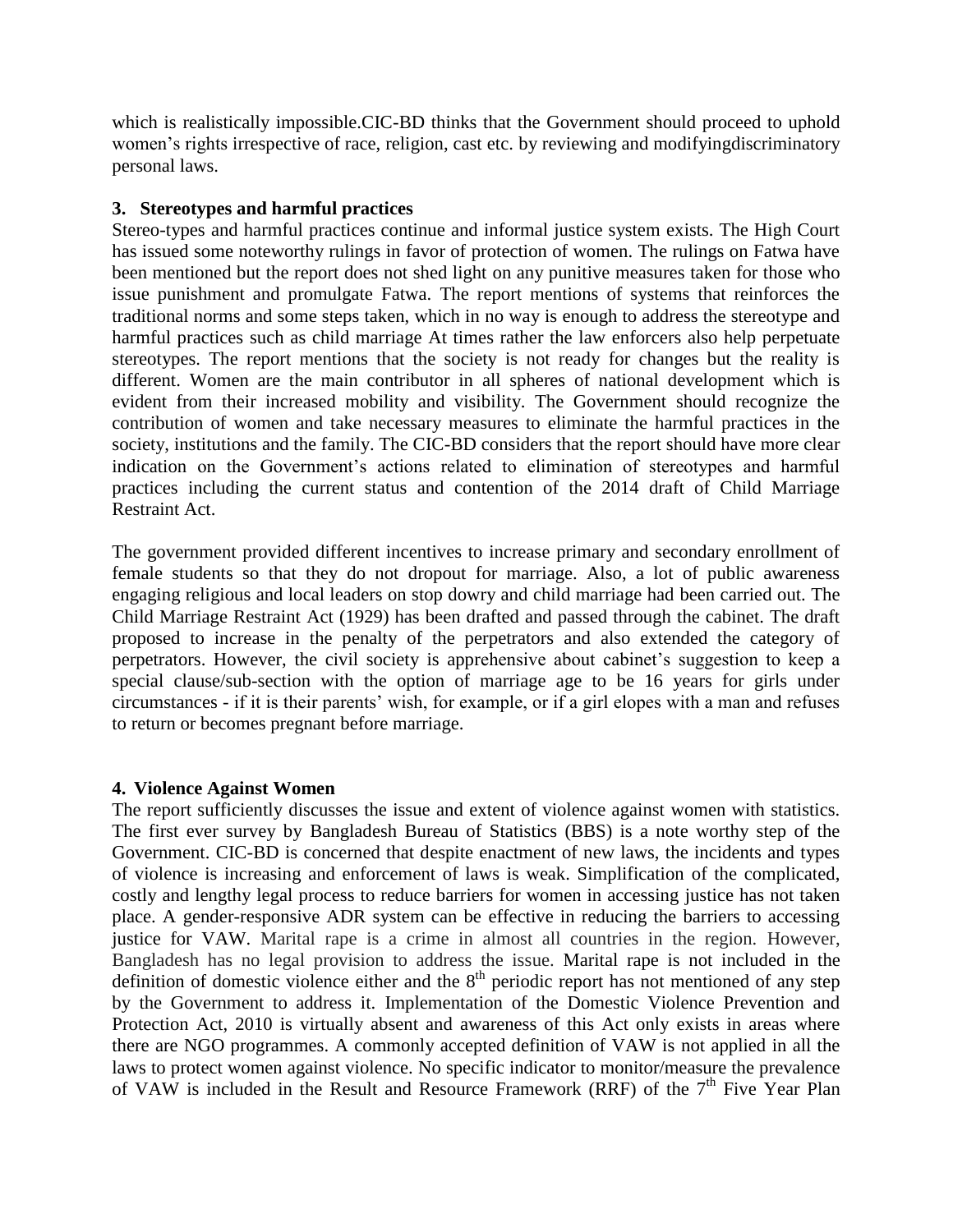which is realistically impossible.CIC-BD thinks that the Government should proceed to uphold women's rights irrespective of race, religion, cast etc. by reviewing and modifyingdiscriminatory personal laws.

### 3. Stereotypes and harmful practices

Stereo-types and harmful practices continue and informal justice system exists. The High Court has issued some noteworthy rulings in favor of protection of women. The rulings on Fatwa have been mentioned but the report does not shed light on any punitive measures taken for those who issue punishment and promulgate Fatwa. The report mentions of systems that reinforces the traditional norms and some steps taken, which in no way is enough to address the stereotype and harmful practices such as child marriage At times rather the law enforcers also help perpetuate stereotypes. The report mentions that the society is not ready for changes but the reality is different. Women are the main contributor in all spheres of national development which is evident from their increased mobility and visibility. The Government should recognize the contribution of women and take necessary measures to eliminate the harmful practices in the society, institutions and the family. The CIC-BD considers that the report should have more clear indication on the Government's actions related to elimination of stereotypes and harmful practices including the current status and contention of the 2014 draft of Child Marriage Restraint Act.

The government provided different incentives to increase primary and secondary enrollment of female students so that they do not dropout for marriage. Also, a lot of public awareness engaging religious and local leaders on stop dowry and child marriage had been carried out. The Child Marriage Restraint Act (1929) has been drafted and passed through the cabinet. The draft proposed to increase in the penalty of the perpetrators and also extended the category of perpetrators. However, the civil society is apprehensive about cabinet's suggestion to keep a special clause/sub-section with the option of marriage age to be 16 years for girls under circumstances - if it is their parents' wish, for example, or if a girl elopes with a man and refuses to return or becomes pregnant before marriage.

### 4. Violence Against Women

The report sufficiently discusses the issue and extent of violence against women with statistics. The first ever survey by Bangladesh Bureau of Statistics (BBS) is a note worthy step of the Government. CIC-BD is concerned that despite enactment of new laws, the incidents and types of violence is increasing and enforcement of laws is weak. Simplification of the complicated, costly and lengthy legal process to reduce barriers for women in accessing justice has not taken place. A gender-responsive ADR system can be effective in reducing the barriers to accessing justice for VAW. Marital rape is a crime in almost all countries in the region. However, Bangladesh has no legal provision to address the issue. Marital rape is not included in the definition of domestic violence either and the 8th periodic report has not mentioned of any step by the Government to address it. Implementation of the Domestic Violence Prevention and Protection Act, 2010 is virtually absent and awareness of this Act only exists in areas where there are NGO programmes. A commonly accepted definition of VAW is not applied in all the laws to protect women against violence. No specific indicator to monitor/measure the prevalence of VAW is included in the Result and Resource Framework (RRF) of the 7th Five Year Plan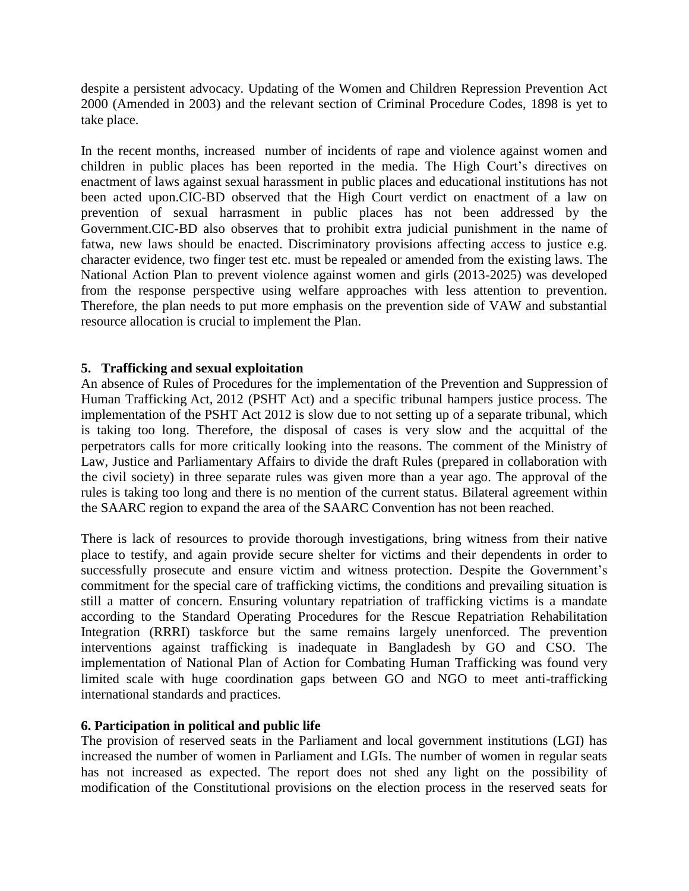despite a persistent advocacy. Updating of the Women and Children Repression Prevention Act 2000 (Amended in 2003) and the relevant section of Criminal Procedure Codes, 1898 is yet to take place.

In the recent months, increased number of incidents of rape and violence against women and children in public places has been reported in the media. The High Court's directives on enactment of laws against sexual harassment in public places and educational institutions has not been acted upon.CIC-BD observed that the High Court verdict on enactment of a law on prevention of sexual harrasment in public places has not been addressed by the Government.CIC-BD also observes that to prohibit extra judicial punishment in the name of fatwa, new laws should be enacted. Discriminatory provisions affecting access to justice e.g. character evidence, two finger test etc. must be repealed or amended from the existing laws. The National Action Plan to prevent violence against women and girls (2013-2025) was developed from the response perspective using welfare approaches with less attention to prevention. Therefore, the plan needs to put more emphasis on the prevention side of VAW and substantial resource allocation is crucial to implement the Plan.

### 5. Trafficking and sexual exploitation

An absence of Rules of Procedures for the implementation of the Prevention and Suppression of Human Trafficking Act, 2012 (PSHT Act) and a specific tribunal hampers justice process. The implementation of the PSHT Act 2012 is slow due to not setting up of a separate tribunal, which is taking too long. Therefore, the disposal of cases is very slow and the acquittal of the perpetrators calls for more critically looking into the reasons. The comment of the Ministry of Law, Justice and Parliamentary Affairs to divide the draft Rules (prepared in collaboration with the civil society) in three separate rules was given more than a year ago. The approval of the rules is taking too long and there is no mention of the current status. Bilateral agreement within the SAARC region to expand the area of the SAARC Convention has not been reached.

There is lack of resources to provide thorough investigations, bring witness from their native place to testify, and again provide secure shelter for victims and their dependents in order to successfully prosecute and ensure victim and witness protection. Despite the Government's commitment for the special care of trafficking victims, the conditions and prevailing situation is still a matter of concern. Ensuring voluntary repatriation of trafficking victims is a mandate according to the Standard Operating Procedures for the Rescue Repatriation Rehabilitation Integration (RRRI) taskforce but the same remains largely unenforced. The prevention interventions against trafficking is inadequate in Bangladesh by GO and CSO. The implementation of National Plan of Action for Combating Human Trafficking was found very limited scale with huge coordination gaps between GO and NGO to meet anti-trafficking international standards and practices.

### 6. Participation in political and public life

The provision of reserved seats in the Parliament and local government institutions (LGI) has increased the number of women in Parliament and LGIs. The number of women in regular seats has not increased as expected. The report does not shed any light on the possibility of modification of the Constitutional provisions on the election process in the reserved seats for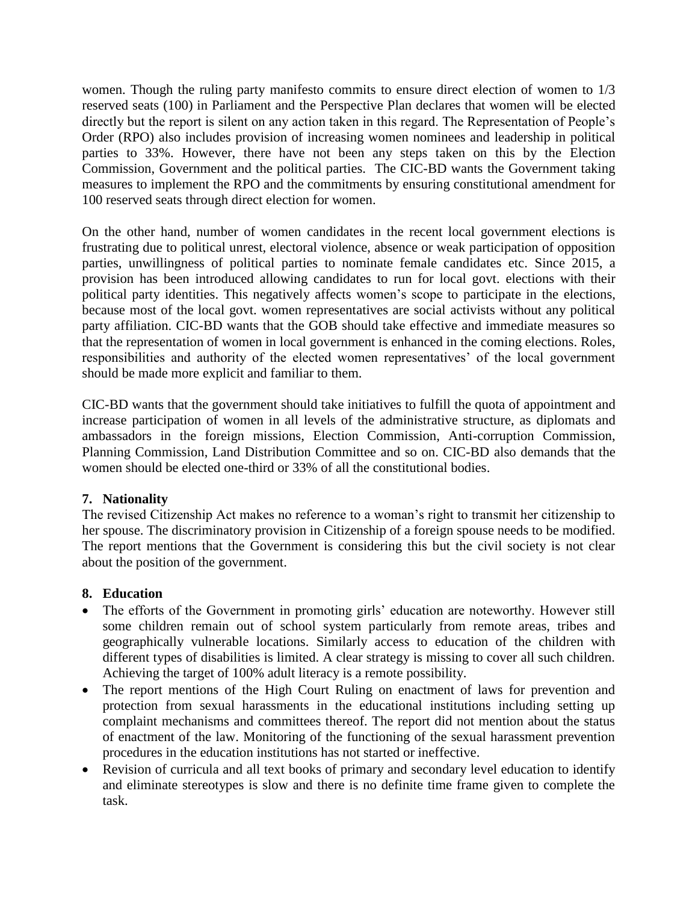women. Though the ruling party manifesto commits to ensure direct election of women to 1/3 reserved seats (100) in Parliament and the Perspective Plan declares that women will be elected directly but the report is silent on any action taken in this regard. The Representation of People's Order (RPO) also includes provision of increasing women nominees and leadership in political parties to 33%. However, there have not been any steps taken on this by the Election Commission, Government and the political parties. The CIC-BD wants the Government taking measures to implement the RPO and the commitments by ensuring constitutional amendment for 100 reserved seats through direct election for women.

On the other hand, number of women candidates in the recent local government elections is frustrating due to political unrest, electoral violence, absence or weak participation of opposition parties, unwillingness of political parties to nominate female candidates etc. Since 2015, a provision has been introduced allowing candidates to run for local govt. elections with their political party identities. This negatively affects women's scope to participate in the elections, because most of the local govt. women representatives are social activists without any political party affiliation. CIC-BD wants that the GOB should take effective and immediate measures so that the representation of women in local government is enhanced in the coming elections. Roles, responsibilities and authority of the elected women representatives' of the local government should be made more explicit and familiar to them.

CIC-BD wants that the government should take initiatives to fulfill the quota of appointment and increase participation of women in all levels of the administrative structure, as diplomats and ambassadors in the foreign missions, Election Commission, Anti-corruption Commission, Planning Commission, Land Distribution Committee and so on. CIC-BD also demands that the women should be elected one-third or 33% of all the constitutional bodies.

## 7. Nationality

The revised Citizenship Act makes no reference to a woman's right to transmit her citizenship to her spouse. The discriminatory provision in Citizenship of a foreign spouse needs to be modified. The report mentions that the Government is considering this but the civil society is not clear about the position of the government.

## 8. Education

- The efforts of the Government in promoting girls' education are noteworthy. However still some children remain out of school system particularly from remote areas, tribes and geographically vulnerable locations. Similarly access to education of the children with different types of disabilities is limited. A clear strategy is missing to cover all such children. Achieving the target of 100% adult literacy is a remote possibility.
- The report mentions of the High Court Ruling on enactment of laws for prevention and protection from sexual harassments in the educational institutions including setting up complaint mechanisms and committees thereof. The report did not mention about the status of enactment of the law. Monitoring of the functioning of the sexual harassment prevention procedures in the education institutions has not started or ineffective.
- Revision of curricula and all text books of primary and secondary level education to identify and eliminate stereotypes is slow and there is no definite time frame given to complete the task.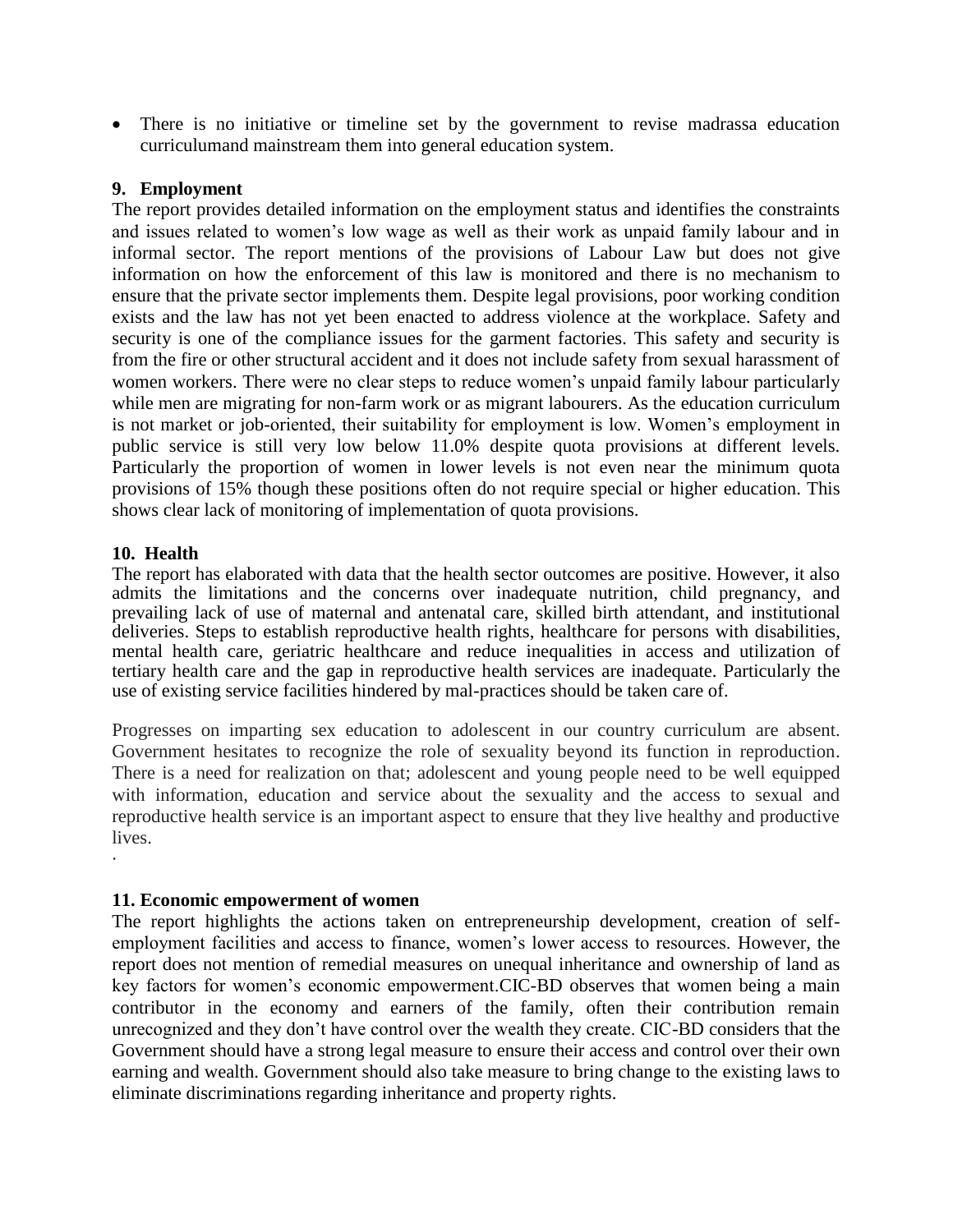- There is no initiative or timeline set by the government to revise madrassa education curriculumand mainstream them into general education system.

### 9. Employment

The report provides detailed information on the employment status and identifies the constraints and issues related to women's low wage as well as their work as unpaid family labour and in informal sector. The report mentions of the provisions of Labour Law but does not give information on how the enforcement of this law is monitored and there is no mechanism to ensure that the private sector implements them. Despite legal provisions, poor working condition exists and the law has not yet been enacted to address violence at the workplace. Safety and security is one of the compliance issues for the garment factories. This safety and security is from the fire or other structural accident and it does not include safety from sexual harassment of women workers. There were no clear steps to reduce women's unpaid family labour particularly while men are migrating for non-farm work or as migrant labourers. As the education curriculum is not market or job-oriented, their suitability for employment is low. Women's employment in public service is still very low below 11.0% despite quota provisions at different levels. Particularly the proportion of women in lower levels is not even near the minimum quota provisions of 15% though these positions often do not require special or higher education. This shows clear lack of monitoring of implementation of quota provisions.

### 10. Health

The report has elaborated with data that the health sector outcomes are positive. However, it also admits the limitations and the concerns over inadequate nutrition, child pregnancy, and prevailing lack of use of maternal and antenatal care, skilled birth attendant, and institutional deliveries. Steps to establish reproductive health rights, healthcare for persons with disabilities, mental health care, geriatric healthcare and reduce inequalities in access and utilization of tertiary health care and the gap in reproductive health services are inadequate. Particularly the use of existing service facilities hindered by mal-practices should be taken care of.

Progresses on imparting sex education to adolescent in our country curriculum are absent. Government hesitates to recognize the role of sexuality beyond its function in reproduction. There is a need for realization on that; adolescent and young people need to be well equipped with information, education and service about the sexuality and the access to sexual and reproductive health service is an important aspect to ensure that they live healthy and productive lives.

### 11. Economic empowerment of women

The report highlights the actions taken on entrepreneurship development, creation of self-employment facilities and access to finance, women's lower access to resources. However, the report does not mention of remedial measures on unequal inheritance and ownership of land as key factors for women's economic empowerment.CIC-BD observes that women being a main contributor in the economy and earners of the family, often their contribution remain unrecognized and they don't have control over the wealth they create. CIC-BD considers that the Government should have a strong legal measure to ensure their access and control over their own earning and wealth. Government should also take measure to bring change to the existing laws to eliminate discriminations regarding inheritance and property rights.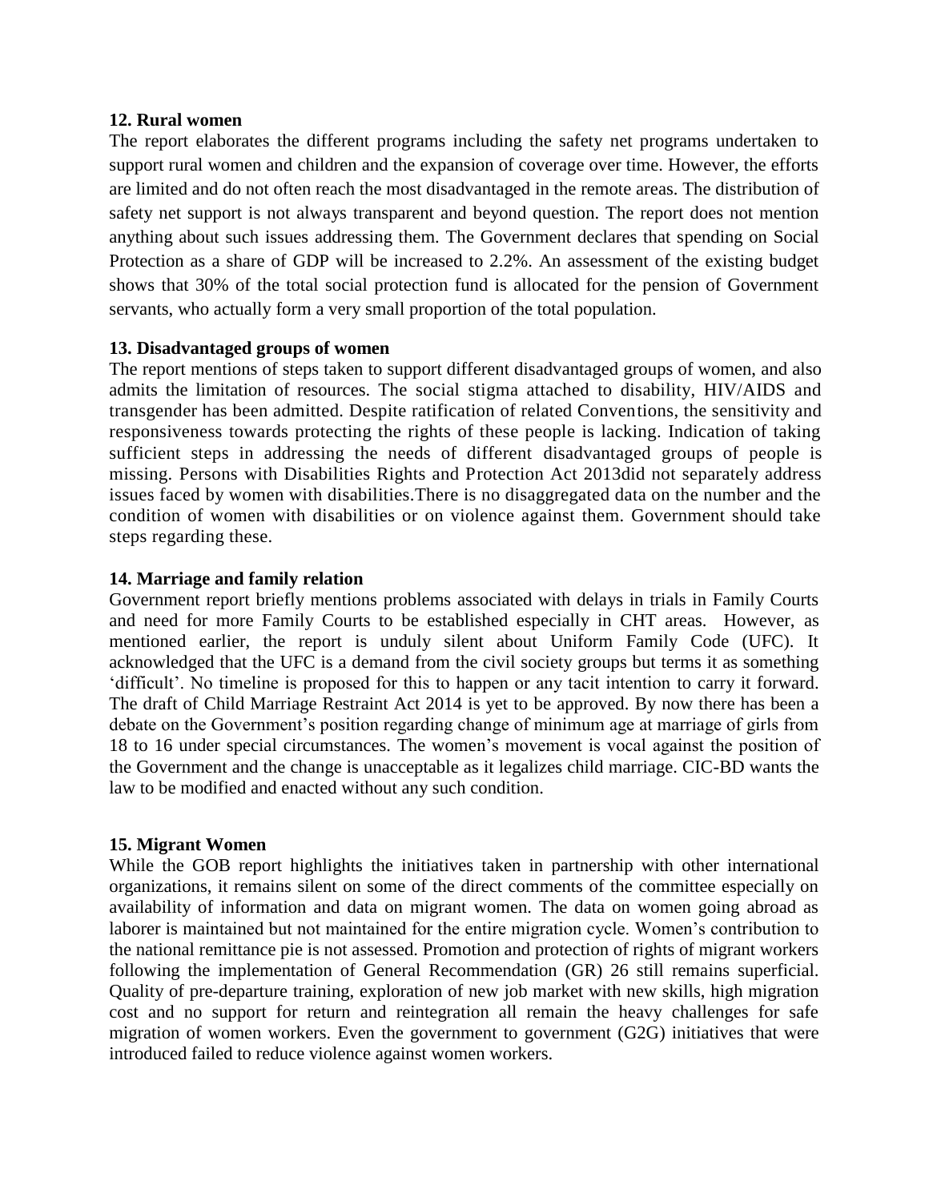**12. Rural women**

The report elaborates the different programs including the safety net programs undertaken to support rural women and children and the expansion of coverage over time. However, the efforts are limited and do not often reach the most disadvantaged in the remote areas. The distribution of safety net support is not always transparent and beyond question. The report does not mention anything about such issues addressing them. The Government declares that spending on Social Protection as a share of GDP will be increased to 2.2%. An assessment of the existing budget shows that 30% of the total social protection fund is allocated for the pension of Government servants, who actually form a very small proportion of the total population.

**13. Disadvantaged groups of women**

The report mentions of steps taken to support different disadvantaged groups of women, and also admits the limitation of resources. The social stigma attached to disability, HIV/AIDS and transgender has been admitted. Despite ratification of related Conventions, the sensitivity and responsiveness towards protecting the rights of these people is lacking. Indication of taking sufficient steps in addressing the needs of different disadvantaged groups of people is missing. Persons with Disabilities Rights and Protection Act 2013did not separately address issues faced by women with disabilities.There is no disaggregated data on the number and the condition of women with disabilities or on violence against them. Government should take steps regarding these.

**14. Marriage and family relation**

Government report briefly mentions problems associated with delays in trials in Family Courts and need for more Family Courts to be established especially in CHT areas. However, as mentioned earlier, the report is unduly silent about Uniform Family Code (UFC). It acknowledged that the UFC is a demand from the civil society groups but terms it as something 'difficult'. No timeline is proposed for this to happen or any tacit intention to carry it forward. The draft of Child Marriage Restraint Act 2014 is yet to be approved. By now there has been a debate on the Government's position regarding change of minimum age at marriage of girls from 18 to 16 under special circumstances. The women's movement is vocal against the position of the Government and the change is unacceptable as it legalizes child marriage. CIC-BD wants the law to be modified and enacted without any such condition.

**15. Migrant Women**

While the GOB report highlights the initiatives taken in partnership with other international organizations, it remains silent on some of the direct comments of the committee especially on availability of information and data on migrant women. The data on women going abroad as laborer is maintained but not maintained for the entire migration cycle. Women's contribution to the national remittance pie is not assessed. Promotion and protection of rights of migrant workers following the implementation of General Recommendation (GR) 26 still remains superficial. Quality of pre-departure training, exploration of new job market with new skills, high migration cost and no support for return and reintegration all remain the heavy challenges for safe migration of women workers. Even the government to government (G2G) initiatives that were introduced failed to reduce violence against women workers.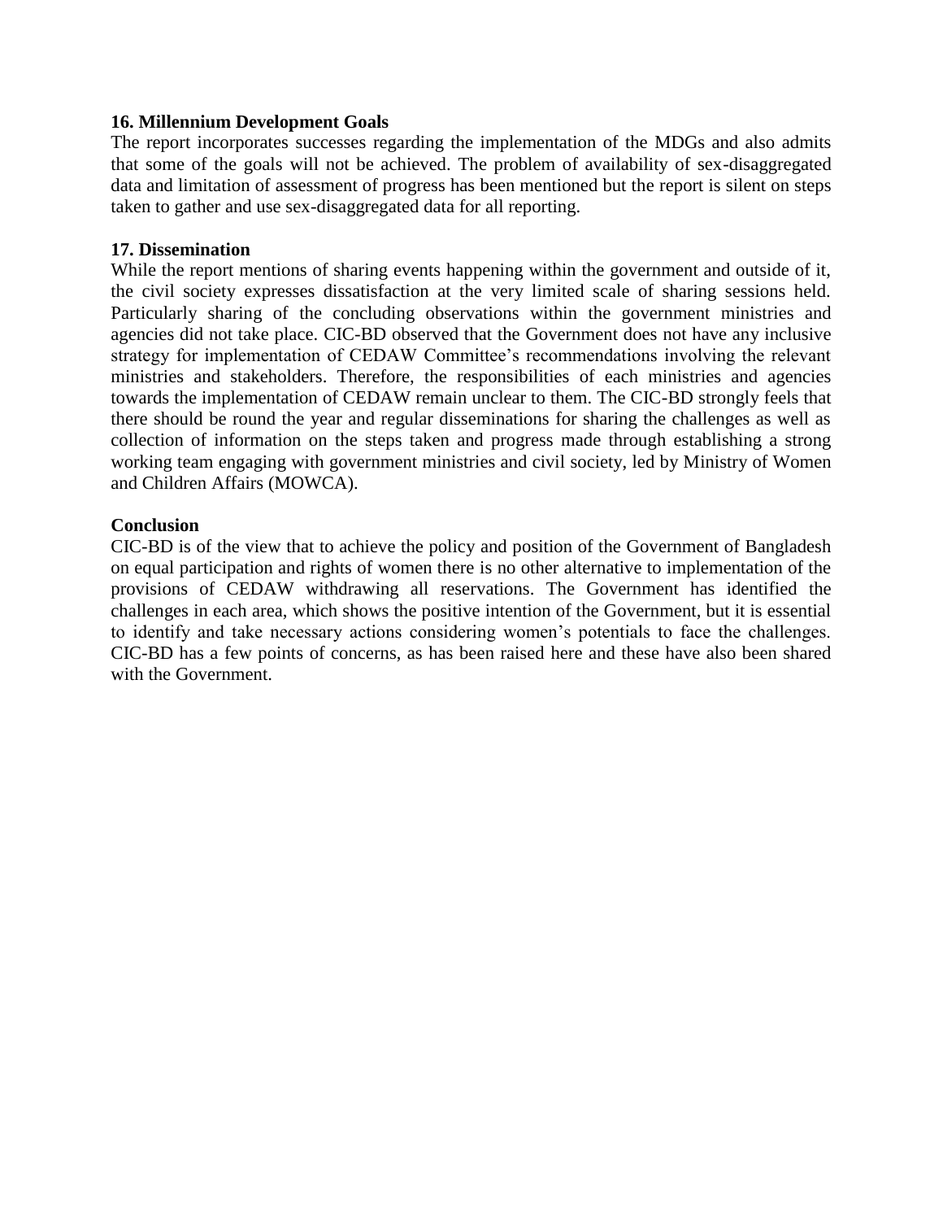**16. Millennium Development Goals**

The report incorporates successes regarding the implementation of the MDGs and also admits that some of the goals will not be achieved. The problem of availability of sex-disaggregated data and limitation of assessment of progress has been mentioned but the report is silent on steps taken to gather and use sex-disaggregated data for all reporting.

**17. Dissemination**

While the report mentions of sharing events happening within the government and outside of it, the civil society expresses dissatisfaction at the very limited scale of sharing sessions held. Particularly sharing of the concluding observations within the government ministries and agencies did not take place. CIC-BD observed that the Government does not have any inclusive strategy for implementation of CEDAW Committee's recommendations involving the relevant ministries and stakeholders. Therefore, the responsibilities of each ministries and agencies towards the implementation of CEDAW remain unclear to them. The CIC-BD strongly feels that there should be round the year and regular disseminations for sharing the challenges as well as collection of information on the steps taken and progress made through establishing a strong working team engaging with government ministries and civil society, led by Ministry of Women and Children Affairs (MOWCA).

**Conclusion**

CIC-BD is of the view that to achieve the policy and position of the Government of Bangladesh on equal participation and rights of women there is no other alternative to implementation of the provisions of CEDAW withdrawing all reservations. The Government has identified the challenges in each area, which shows the positive intention of the Government, but it is essential to identify and take necessary actions considering women's potentials to face the challenges. CIC-BD has a few points of concerns, as has been raised here and these have also been shared with the Government.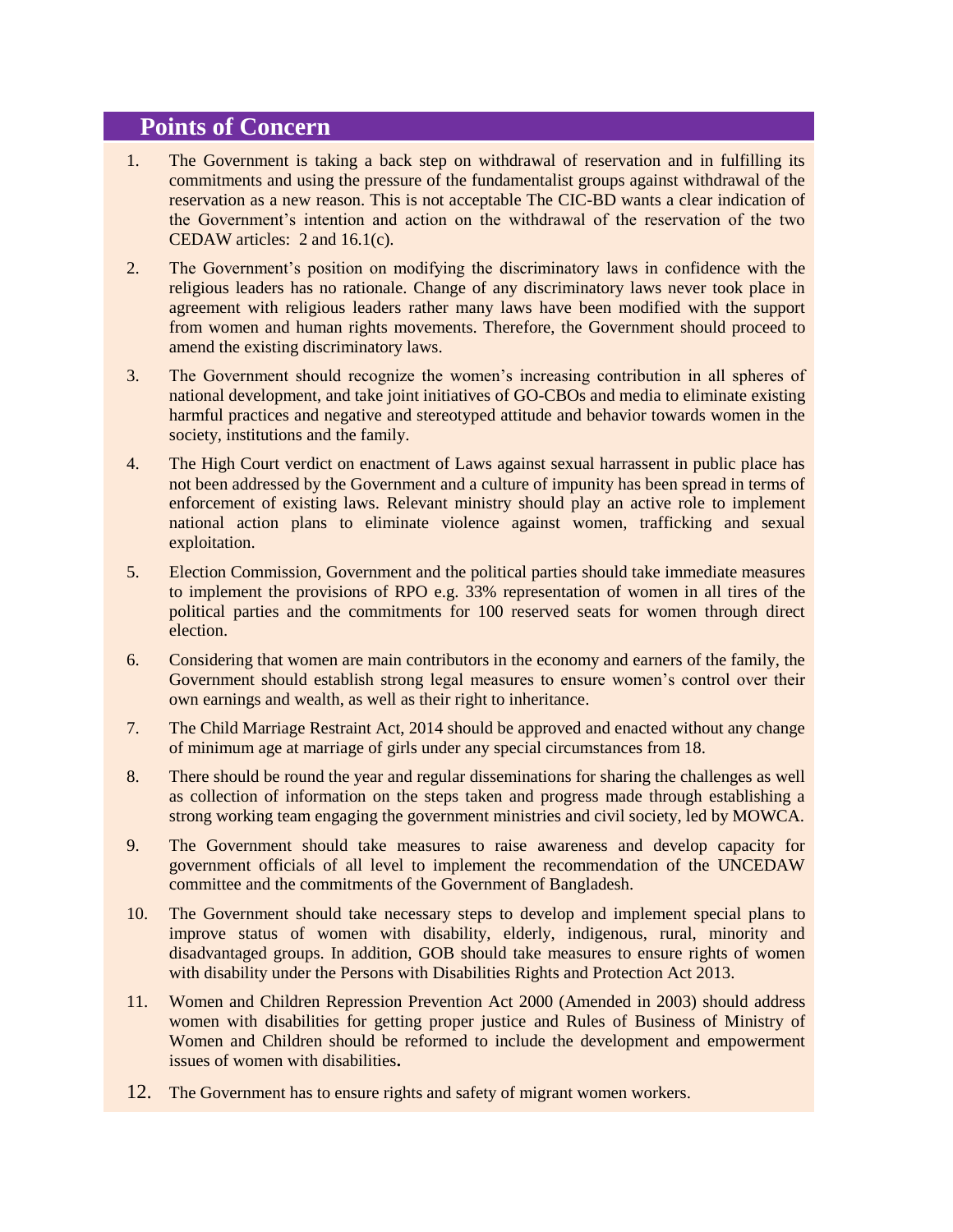## Points of Concern

1. The Government is taking a back step on withdrawal of reservation and in fulfilling its commitments and using the pressure of the fundamentalist groups against withdrawal of the reservation as a new reason. This is not acceptable The CIC-BD wants a clear indication of the Government's intention and action on the withdrawal of the reservation of the two CEDAW articles: 2 and 16.1(c).

2. The Government's position on modifying the discriminatory laws in confidence with the religious leaders has no rationale. Change of any discriminatory laws never took place in agreement with religious leaders rather many laws have been modified with the support from women and human rights movements. Therefore, the Government should proceed to amend the existing discriminatory laws.

3. The Government should recognize the women's increasing contribution in all spheres of national development, and take joint initiatives of GO-CBOs and media to eliminate existing harmful practices and negative and stereotyped attitude and behavior towards women in the society, institutions and the family.

4. The High Court verdict on enactment of Laws against sexual harrassent in public place has not been addressed by the Government and a culture of impunity has been spread in terms of enforcement of existing laws. Relevant ministry should play an active role to implement national action plans to eliminate violence against women, trafficking and sexual exploitation.

5. Election Commission, Government and the political parties should take immediate measures to implement the provisions of RPO e.g. 33% representation of women in all tires of the political parties and the commitments for 100 reserved seats for women through direct election.

6. Considering that women are main contributors in the economy and earners of the family, the Government should establish strong legal measures to ensure women's control over their own earnings and wealth, as well as their right to inheritance.

7. The Child Marriage Restraint Act, 2014 should be approved and enacted without any change of minimum age at marriage of girls under any special circumstances from 18.

8. There should be round the year and regular disseminations for sharing the challenges as well as collection of information on the steps taken and progress made through establishing a strong working team engaging the government ministries and civil society, led by MOWCA.

9. The Government should take measures to raise awareness and develop capacity for government officials of all level to implement the recommendation of the UNCEDAW committee and the commitments of the Government of Bangladesh.

10. The Government should take necessary steps to develop and implement special plans to improve status of women with disability, elderly, indigenous, rural, minority and disadvantaged groups. In addition, GOB should take measures to ensure rights of women with disability under the Persons with Disabilities Rights and Protection Act 2013.

11. Women and Children Repression Prevention Act 2000 (Amended in 2003) should address women with disabilities for getting proper justice and Rules of Business of Ministry of Women and Children should be reformed to include the development and empowerment issues of women with disabilities**.**

12. The Government has to ensure rights and safety of migrant women workers.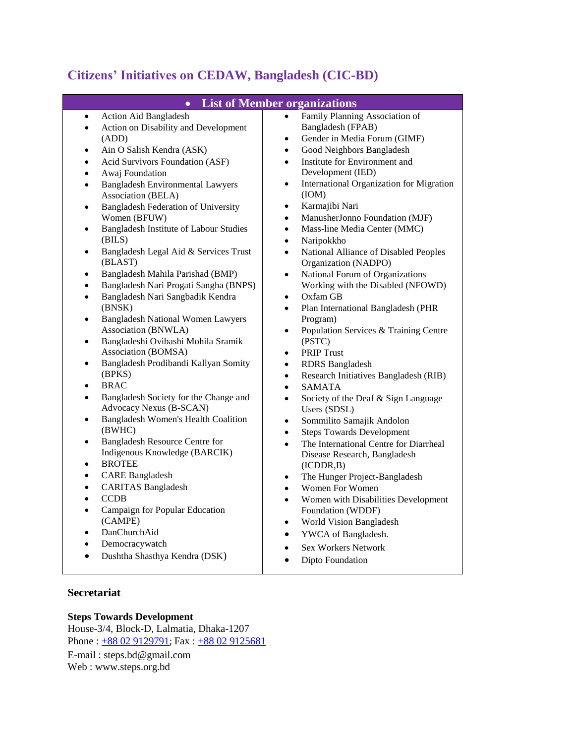## Citizens' Initiatives on CEDAW, Bangladesh (CIC-BD)

### List of Member organizations

- Action Aid Bangladesh
- Action on Disability and Development (ADD)
- Ain O Salish Kendra (ASK)
- Acid Survivors Foundation (ASF)
- Awaj Foundation
- Bangladesh Environmental Lawyers Association (BELA)
- Bangladesh Federation of University Women (BFUW)
- Bangladesh Institute of Labour Studies (BILS)
- Bangladesh Legal Aid & Services Trust (BLAST)
- Bangladesh Mahila Parishad (BMP)
- Bangladesh Nari Progati Sangha (BNPS)
- Bangladesh Nari Sangbadik Kendra (BNSK)
- Bangladesh National Women Lawyers Association (BNWLA)
- Bangladeshi Ovibashi Mohila Sramik Association (BOMSA)
- Bangladesh Prodibandi Kallyan Somity (BPKS)
- BRAC
- Bangladesh Society for the Change and Advocacy Nexus (B-SCAN)
- Bangladesh Women's Health Coalition (BWHC)
- Bangladesh Resource Centre for Indigenous Knowledge (BARCIK)
- BROTEE
- CARE Bangladesh
- CARITAS Bangladesh
- CCDB
- Campaign for Popular Education (CAMPE)
- DanChurchAid
- Democracywatch
- Dushtha Shasthya Kendra (DSK)
- Family Planning Association of Bangladesh (FPAB)
- Gender in Media Forum (GIMF)
- Good Neighbors Bangladesh
- Institute for Environment and Development (IED)
- International Organization for Migration (IOM)
- Karmajibi Nari
- ManusherJonno Foundation (MJF)
- Mass-line Media Center (MMC)
- Naripokkho
- National Alliance of Disabled Peoples Organization (NADPO)
- National Forum of Organizations Working with the Disabled (NFOWD)
- Oxfam GB
- Plan International Bangladesh (PHR Program)
- Population Services & Training Centre (PSTC)
- PRIP Trust
- RDRS Bangladesh
- Research Initiatives Bangladesh (RIB)
- SAMATA
- Society of the Deaf & Sign Language Users (SDSL)
- Sommilito Samajik Andolon
- Steps Towards Development
- The International Centre for Diarrheal Disease Research, Bangladesh (ICDDR,B)
- The Hunger Project-Bangladesh
- Women For Women
- Women with Disabilities Development Foundation (WDDF)
- World Vision Bangladesh
- YWCA of Bangladesh.
- Sex Workers Network
- Dipto Foundation

### Secretariat

**Steps Towards Development**
House-3/4, Block-D, Lalmatia, Dhaka-1207
Phone : +88 02 9129791; Fax : +88 02 9125681
E-mail : steps.bd@gmail.com
Web : www.steps.org.bd